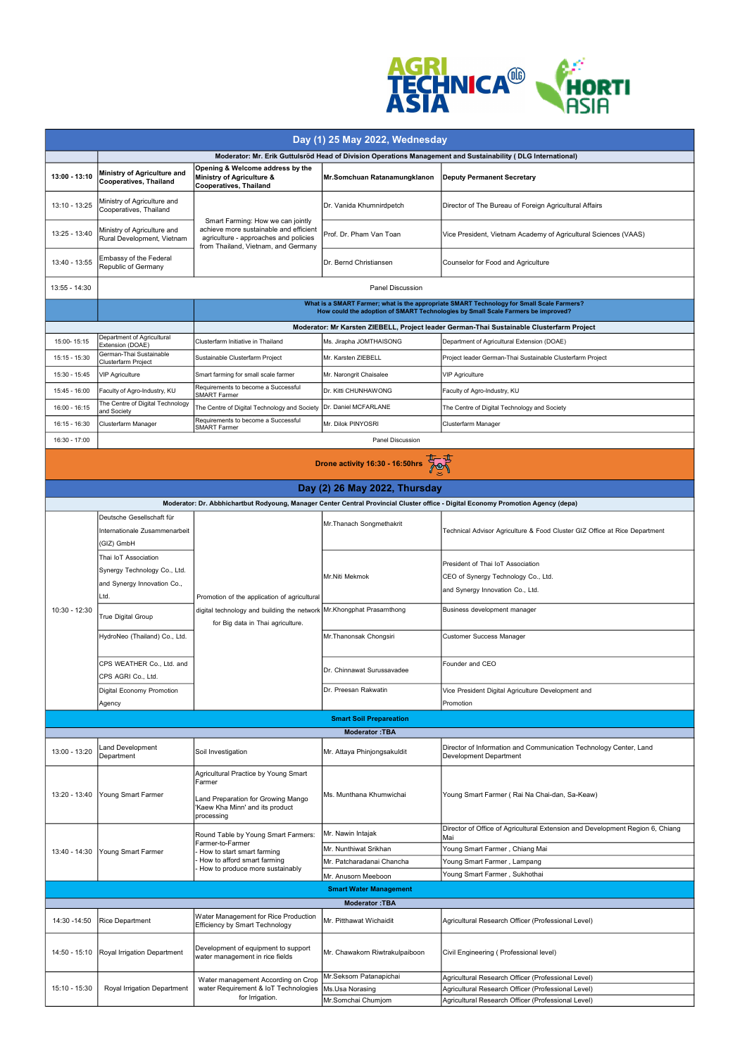AGRITECHNICA ASIA | HORTI ASIA

| Day (1) 25 May 2022, Wednesday | | | | |
|---|---|---|---|---|
| | Moderator: Mr. Erik Guttulsröd Head of Division Operations Management and Sustainability ( DLG International) | | | |
| **13:00 - 13:10** | **Ministry of Agriculture and Cooperatives, Thailand** | **Opening & Welcome address by the Ministry of Agriculture & Cooperatives, Thailand** | **Mr.Somchuan Ratanamungklanon** | **Deputy Permanent Secretary** |
| 13:10 - 13:25 | Ministry of Agriculture and Cooperatives, Thailand | Smart Farming: How we can jointly achieve more sustainable and efficient agriculture - approaches and policies from Thailand, Vietnam, and Germany | Dr. Vanida Khumnirdpetch | Director of The Bureau of Foreign Agricultural Affairs |
| 13:25 - 13:40 | Ministry of Agriculture and Rural Development, Vietnam | | Prof. Dr. Pham Van Toan | Vice President, Vietnam Academy of Agricultural Sciences (VAAS) |
| 13:40 - 13:55 | Embassy of the Federal Republic of Germany | | Dr. Bernd Christiansen | Counselor for Food and Agriculture |
| 13:55 - 14:30 | Panel Discussion | | | |
| | | What is a SMART Farmer; what is the appropriate SMART Technology for Small Scale Farmers? How could the adoption of SMART Technologies by Small Scale Farmers be improved? | | |
| | | Moderator: Mr Karsten ZIEBELL, Project leader German-Thai Sustainable Clusterfarm Project | | |
| 15:00- 15:15 | Department of Agricultural Extension (DOAE) | Clusterfarm Initiative in Thailand | Ms. Jirapha JOMTHAISONG | Department of Agricultural Extension (DOAE) |
| 15:15 - 15:30 | German-Thai Sustainable Clusterfarm Project | Sustainable Clusterfarm Project | Mr. Karsten ZIEBELL | Project leader German-Thai Sustainable Clusterfarm Project |
| 15:30 - 15:45 | VIP Agriculture | Smart farming for small scale farmer | Mr. Narongrit Chaisalee | VIP Agriculture |
| 15:45 - 16:00 | Faculty of Agro-Industry, KU | Requirements to become a Successful SMART Farmer | Dr. Kitti CHUNHAWONG | Faculty of Agro-Industry, KU |
| 16:00 - 16:15 | The Centre of Digital Technology and Society | The Centre of Digital Technology and Society | Dr. Daniel MCFARLANE | The Centre of Digital Technology and Society |
| 16:15 - 16:30 | Clusterfarm Manager | Requirements to become a Successful SMART Farmer | Mr. Dilok PINYOSRI | Clusterfarm Manager |
| 16:30 - 17:00 | Panel Discussion | | | |
| **Drone activity 16:30 - 16:50hrs** | | | | |

| Day (2) 26 May 2022, Thursday | | | | |
|---|---|---|---|---|
| Moderator: Dr. Abbhichartbut Rodyoung, Manager Center Central Provincial Cluster office - Digital Economy Promotion Agency (depa) | | | | |
| 10:30 - 12:30 | Deutsche Gesellschaft für Internationale Zusammenarbeit (GIZ) GmbH | Promotion of the application of agricultural digital technology and building the network for Big data in Thai agriculture. | Mr.Thanach Songmethakrit | Technical Advisor Agriculture & Food Cluster GIZ Office at Rice Department |
| | Thai IoT Association Synergy Technology Co., Ltd. and Synergy Innovation Co., Ltd. | | Mr.Niti Mekmok | President of Thai IoT Association CEO of Synergy Technology Co., Ltd. and Synergy Innovation Co., Ltd. |
| | True Digital Group | | Mr.Khongphat Prasamthong | Business development manager |
| | HydroNeo (Thailand) Co., Ltd. | | Mr.Thanonsak Chongsiri | Customer Success Manager |
| | CPS WEATHER Co., Ltd. and CPS AGRI Co., Ltd. | | Dr. Chinnawat Surussavadee | Founder and CEO |
| | Digital Economy Promotion Agency | | Dr. Preesan Rakwatin | Vice President Digital Agriculture Development and Promotion |
| **Smart Soil Prepareation** | | | | |
| **Moderator :TBA** | | | | |
| 13:00 - 13:20 | Land Development Department | Soil Investigation | Mr. Attaya Phinjongsakuldit | Director of Information and Communication Technology Center, Land Development Department |
| 13:20 - 13:40 | Young Smart Farmer | Agricultural Practice by Young Smart Farmer<br><br>Land Preparation for Growing Mango 'Kaew Kha Minn' and its product processing | Ms. Munthana Khumwichai | Young Smart Farmer ( Rai Na Chai-dan, Sa-Keaw) |
| 13:40 - 14:30 | Young Smart Farmer | Round Table by Young Smart Farmers: Farmer-to-Farmer<br>- How to start smart farming<br>- How to afford smart farming<br>- How to produce more sustainably | Mr. Nawin Intajak | Director of Office of Agricultural Extension and Development Region 6, Chiang Mai |
| | | | Mr. Nunthiwat Srikhan | Young Smart Farmer , Chiang Mai |
| | | | Mr. Patcharadanai Chancha | Young Smart Farmer , Lampang |
| | | | Mr. Anusorn Meeboon | Young Smart Farmer , Sukhothai |
| **Smart Water Management** | | | | |
| **Moderator :TBA** | | | | |
| 14:30 -14:50 | Rice Department | Water Management for Rice Production Efficiency by Smart Technology | Mr. Pitthawat Wichaidit | Agricultural Research Officer (Professional Level) |
| 14:50 - 15:10 | Royal Irrigation Department | Development of equipment to support water management in rice fields | Mr. Chawakorn Riwtrakulpaiboon | Civil Engineering ( Professional level) |
| 15:10 - 15:30 | Royal Irrigation Department | Water management According on Crop water Requirement & IoT Technologies for Irrigation. | Mr.Seksom Patanapichai | Agricultural Research Officer (Professional Level) |
| | | | Ms.Usa Norasing | Agricultural Research Officer (Professional Level) |
| | | | Mr.Somchai Chumjom | Agricultural Research Officer (Professional Level) |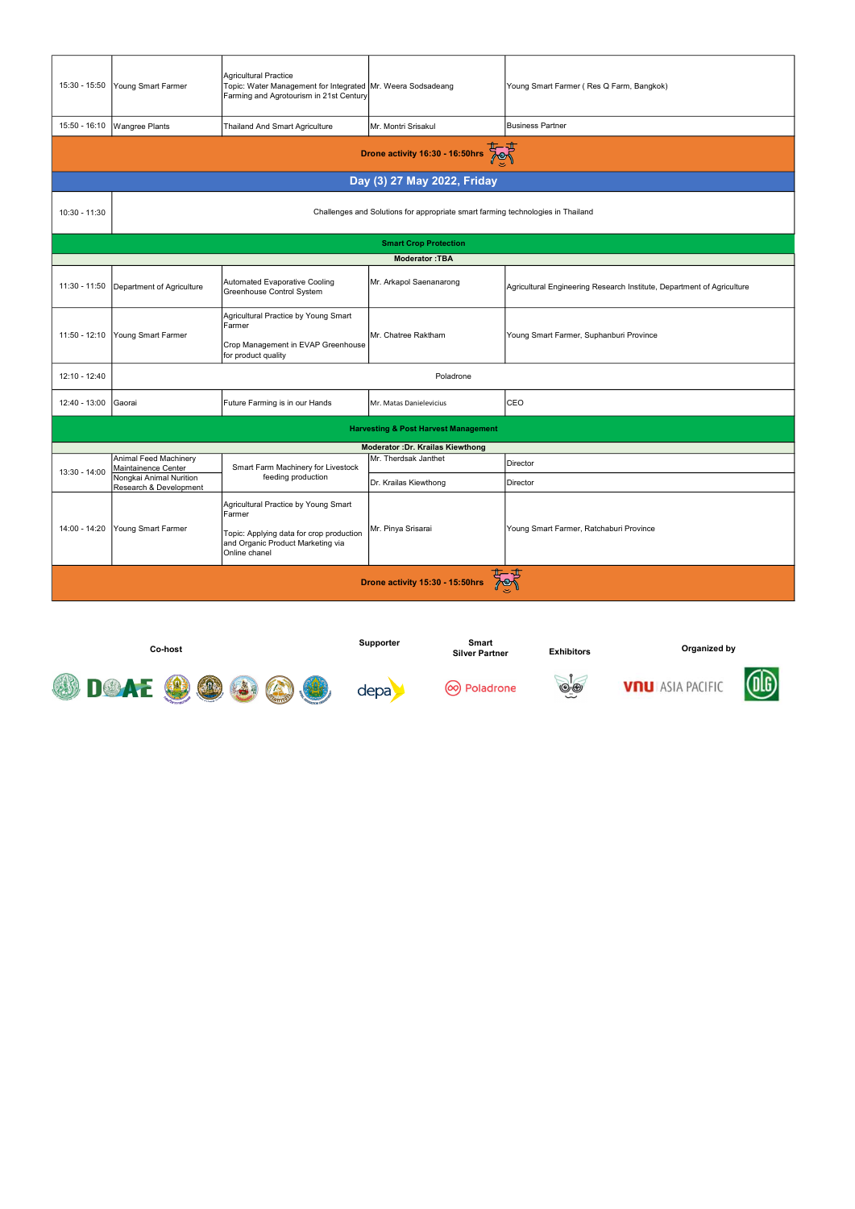| | | | | |
|---|---|---|---|---|
| 15:30 - 15:50 | Young Smart Farmer | Agricultural Practice Topic: Water Management for Integrated Farming and Agrotourism in 21st Century | Mr. Weera Sodsadeang | Young Smart Farmer ( Res Q Farm, Bangkok) |
| 15:50 - 16:10 | Wangree Plants | Thailand And Smart Agriculture | Mr. Montri Srisakul | Business Partner |
| **Drone activity 16:30 - 16:50hrs** | | | | |
| **Day (3) 27 May 2022, Friday** | | | | |
| 10:30 - 11:30 | Challenges and Solutions for appropriate smart farming technologies in Thailand | | | |
| **Smart Crop Protection** | | | | |
| **Moderator :TBA** | | | | |
| 11:30 - 11:50 | Department of Agriculture | Automated Evaporative Cooling Greenhouse Control System | Mr. Arkapol Saenanarong | Agricultural Engineering Research Institute, Department of Agriculture |
| 11:50 - 12:10 | Young Smart Farmer | Agricultural Practice by Young Smart Farmer<br><br>Crop Management in EVAP Greenhouse for product quality | Mr. Chatree Raktham | Young Smart Farmer, Suphanburi Province |
| 12:10 - 12:40 | Poladrone | | | |
| 12:40 - 13:00 | Gaorai | Future Farming is in our Hands | Mr. Matas Danielevicius | CEO |
| **Harvesting & Post Harvest Management** | | | | |
| **Moderator :Dr. Krailas Kiewthong** | | | | |
| 13:30 - 14:00 | Animal Feed Machinery Maintainence Center | Smart Farm Machinery for Livestock feeding production | Mr. Therdsak Janthet | Director |
| | Nongkai Animal Nutrition Research & Development | | Dr. Krailas Kiewthong | Director |
| 14:00 - 14:20 | Young Smart Farmer | Agricultural Practice by Young Smart Farmer<br><br>Topic: Applying data for crop production and Organic Product Marketing via Online chanel | Mr. Pinya Srisarai | Young Smart Farmer, Ratchaburi Province |
| **Drone activity 15:30 - 15:50hrs** | | | | |

**Co-host**

DOAE

**Supporter**

depa

**Smart Silver Partner**

Poladrone

**Exhibitors**

**Organized by**

vnu ASIA PACIFIC

DLG